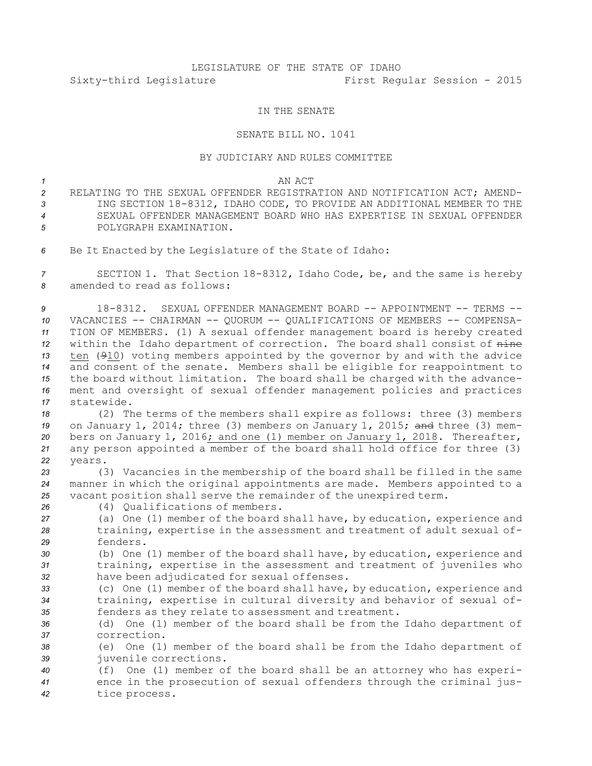LEGISLATURE OF THE STATE OF IDAHO

Sixty-third Legislature First Regular Session - 2015

IN THE SENATE

SENATE BILL NO. 1041

BY JUDICIARY AND RULES COMMITTEE

AN ACT

RELATING TO THE SEXUAL OFFENDER REGISTRATION AND NOTIFICATION ACT; AMENDING SECTION 18-8312, IDAHO CODE, TO PROVIDE AN ADDITIONAL MEMBER TO THE SEXUAL OFFENDER MANAGEMENT BOARD WHO HAS EXPERTISE IN SEXUAL OFFENDER POLYGRAPH EXAMINATION.

Be It Enacted by the Legislature of the State of Idaho:

SECTION 1. That Section 18-8312, Idaho Code, be, and the same is hereby amended to read as follows:

18-8312. SEXUAL OFFENDER MANAGEMENT BOARD -- APPOINTMENT -- TERMS -- VACANCIES -- CHAIRMAN -- QUORUM -- QUALIFICATIONS OF MEMBERS -- COMPENSATION OF MEMBERS. (1) A sexual offender management board is hereby created within the Idaho department of correction. The board shall consist of ~~nine~~ ten (~~9~~10) voting members appointed by the governor by and with the advice and consent of the senate. Members shall be eligible for reappointment to the board without limitation. The board shall be charged with the advancement and oversight of sexual offender management policies and practices statewide.

(2) The terms of the members shall expire as follows: three (3) members on January 1, 2014; three (3) members on January 1, 2015; ~~and~~ three (3) members on January 1, 2016; and one (1) member on January 1, 2018. Thereafter, any person appointed a member of the board shall hold office for three (3) years.

(3) Vacancies in the membership of the board shall be filled in the same manner in which the original appointments are made. Members appointed to a vacant position shall serve the remainder of the unexpired term.

(4) Qualifications of members.

(a) One (1) member of the board shall have, by education, experience and training, expertise in the assessment and treatment of adult sexual offenders.

(b) One (1) member of the board shall have, by education, experience and training, expertise in the assessment and treatment of juveniles who have been adjudicated for sexual offenses.

(c) One (1) member of the board shall have, by education, experience and training, expertise in cultural diversity and behavior of sexual offenders as they relate to assessment and treatment.

(d) One (1) member of the board shall be from the Idaho department of correction.

(e) One (1) member of the board shall be from the Idaho department of juvenile corrections.

(f) One (1) member of the board shall be an attorney who has experience in the prosecution of sexual offenders through the criminal justice process.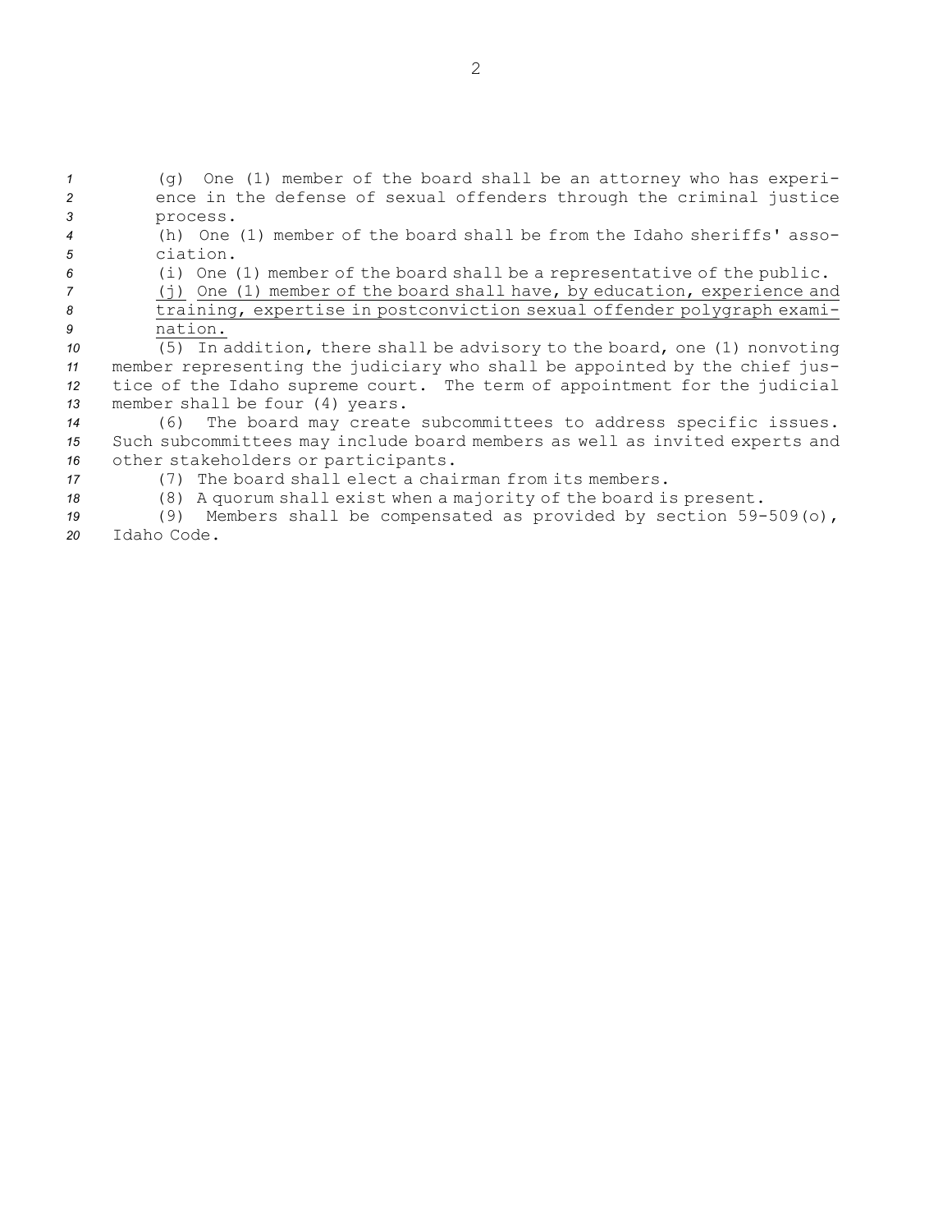(g) One (1) member of the board shall be an attorney who has experience in the defense of sexual offenders through the criminal justice process.

(h) One (1) member of the board shall be from the Idaho sheriffs' association.

(i) One (1) member of the board shall be a representative of the public.

(j) One (1) member of the board shall have, by education, experience and training, expertise in postconviction sexual offender polygraph examination.

(5) In addition, there shall be advisory to the board, one (1) nonvoting member representing the judiciary who shall be appointed by the chief justice of the Idaho supreme court. The term of appointment for the judicial member shall be four (4) years.

(6) The board may create subcommittees to address specific issues. Such subcommittees may include board members as well as invited experts and other stakeholders or participants.

(7) The board shall elect a chairman from its members.

(8) A quorum shall exist when a majority of the board is present.

(9) Members shall be compensated as provided by section 59-509(o), Idaho Code.